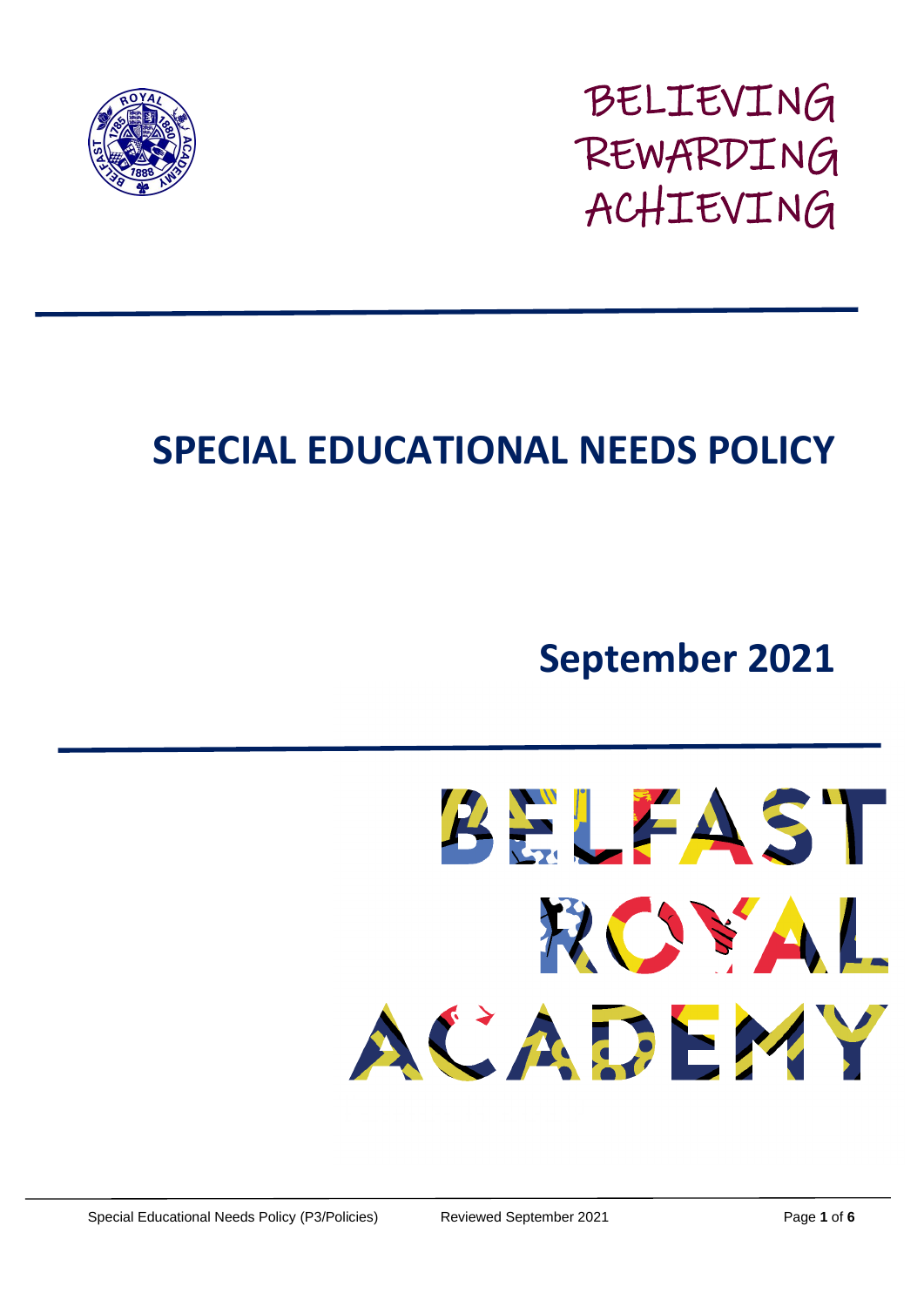BELIEVING
REWARDING
ACHIEVING

# SPECIAL EDUCATIONAL NEEDS POLICY

## September 2021

BELFAST
ROYAL
ACADEMY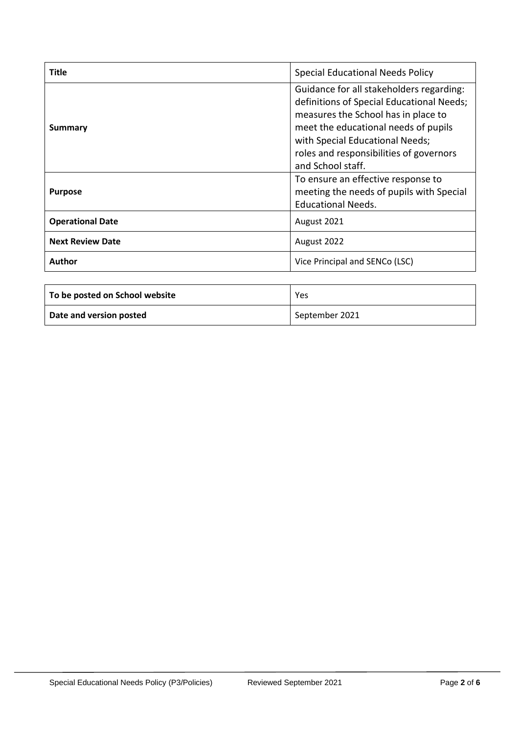| Title | Special Educational Needs Policy |
| --- | --- |
| Summary | Guidance for all stakeholders regarding: definitions of Special Educational Needs; measures the School has in place to meet the educational needs of pupils with Special Educational Needs; roles and responsibilities of governors and School staff. |
| Purpose | To ensure an effective response to meeting the needs of pupils with Special Educational Needs. |
| Operational Date | August 2021 |
| Next Review Date | August 2022 |
| Author | Vice Principal and SENCo (LSC) |

| To be posted on School website | Yes |
| --- | --- |
| Date and version posted | September 2021 |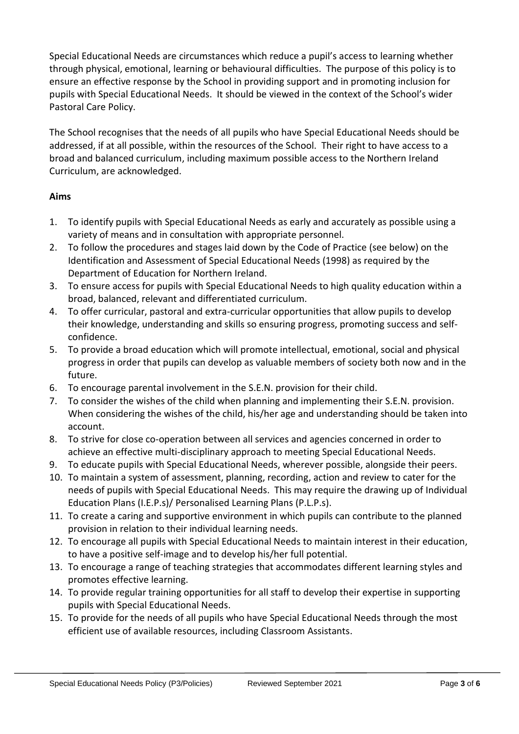Special Educational Needs are circumstances which reduce a pupil's access to learning whether through physical, emotional, learning or behavioural difficulties. The purpose of this policy is to ensure an effective response by the School in providing support and in promoting inclusion for pupils with Special Educational Needs. It should be viewed in the context of the School's wider Pastoral Care Policy.

The School recognises that the needs of all pupils who have Special Educational Needs should be addressed, if at all possible, within the resources of the School. Their right to have access to a broad and balanced curriculum, including maximum possible access to the Northern Ireland Curriculum, are acknowledged.

**Aims**

1. To identify pupils with Special Educational Needs as early and accurately as possible using a variety of means and in consultation with appropriate personnel.
2. To follow the procedures and stages laid down by the Code of Practice (see below) on the Identification and Assessment of Special Educational Needs (1998) as required by the Department of Education for Northern Ireland.
3. To ensure access for pupils with Special Educational Needs to high quality education within a broad, balanced, relevant and differentiated curriculum.
4. To offer curricular, pastoral and extra-curricular opportunities that allow pupils to develop their knowledge, understanding and skills so ensuring progress, promoting success and self-confidence.
5. To provide a broad education which will promote intellectual, emotional, social and physical progress in order that pupils can develop as valuable members of society both now and in the future.
6. To encourage parental involvement in the S.E.N. provision for their child.
7. To consider the wishes of the child when planning and implementing their S.E.N. provision. When considering the wishes of the child, his/her age and understanding should be taken into account.
8. To strive for close co-operation between all services and agencies concerned in order to achieve an effective multi-disciplinary approach to meeting Special Educational Needs.
9. To educate pupils with Special Educational Needs, wherever possible, alongside their peers.
10. To maintain a system of assessment, planning, recording, action and review to cater for the needs of pupils with Special Educational Needs. This may require the drawing up of Individual Education Plans (I.E.P.s)/ Personalised Learning Plans (P.L.P.s).
11. To create a caring and supportive environment in which pupils can contribute to the planned provision in relation to their individual learning needs.
12. To encourage all pupils with Special Educational Needs to maintain interest in their education, to have a positive self-image and to develop his/her full potential.
13. To encourage a range of teaching strategies that accommodates different learning styles and promotes effective learning.
14. To provide regular training opportunities for all staff to develop their expertise in supporting pupils with Special Educational Needs.
15. To provide for the needs of all pupils who have Special Educational Needs through the most efficient use of available resources, including Classroom Assistants.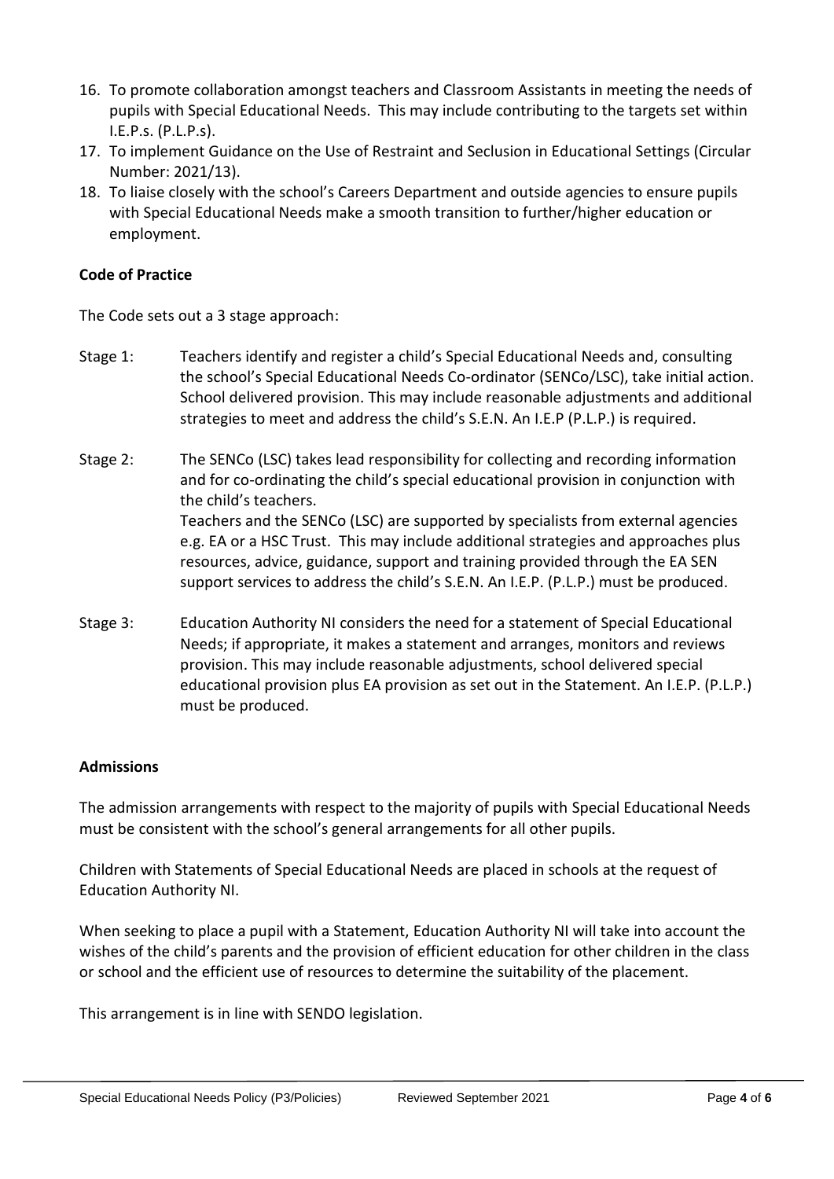16. To promote collaboration amongst teachers and Classroom Assistants in meeting the needs of pupils with Special Educational Needs. This may include contributing to the targets set within I.E.P.s. (P.L.P.s).
17. To implement Guidance on the Use of Restraint and Seclusion in Educational Settings (Circular Number: 2021/13).
18. To liaise closely with the school's Careers Department and outside agencies to ensure pupils with Special Educational Needs make a smooth transition to further/higher education or employment.

**Code of Practice**

The Code sets out a 3 stage approach:

Stage 1: Teachers identify and register a child's Special Educational Needs and, consulting the school's Special Educational Needs Co-ordinator (SENCo/LSC), take initial action. School delivered provision. This may include reasonable adjustments and additional strategies to meet and address the child's S.E.N. An I.E.P (P.L.P.) is required.

Stage 2: The SENCo (LSC) takes lead responsibility for collecting and recording information and for co-ordinating the child's special educational provision in conjunction with the child's teachers.
Teachers and the SENCo (LSC) are supported by specialists from external agencies e.g. EA or a HSC Trust. This may include additional strategies and approaches plus resources, advice, guidance, support and training provided through the EA SEN support services to address the child's S.E.N. An I.E.P. (P.L.P.) must be produced.

Stage 3: Education Authority NI considers the need for a statement of Special Educational Needs; if appropriate, it makes a statement and arranges, monitors and reviews provision. This may include reasonable adjustments, school delivered special educational provision plus EA provision as set out in the Statement. An I.E.P. (P.L.P.) must be produced.

**Admissions**

The admission arrangements with respect to the majority of pupils with Special Educational Needs must be consistent with the school's general arrangements for all other pupils.

Children with Statements of Special Educational Needs are placed in schools at the request of Education Authority NI.

When seeking to place a pupil with a Statement, Education Authority NI will take into account the wishes of the child's parents and the provision of efficient education for other children in the class or school and the efficient use of resources to determine the suitability of the placement.

This arrangement is in line with SENDO legislation.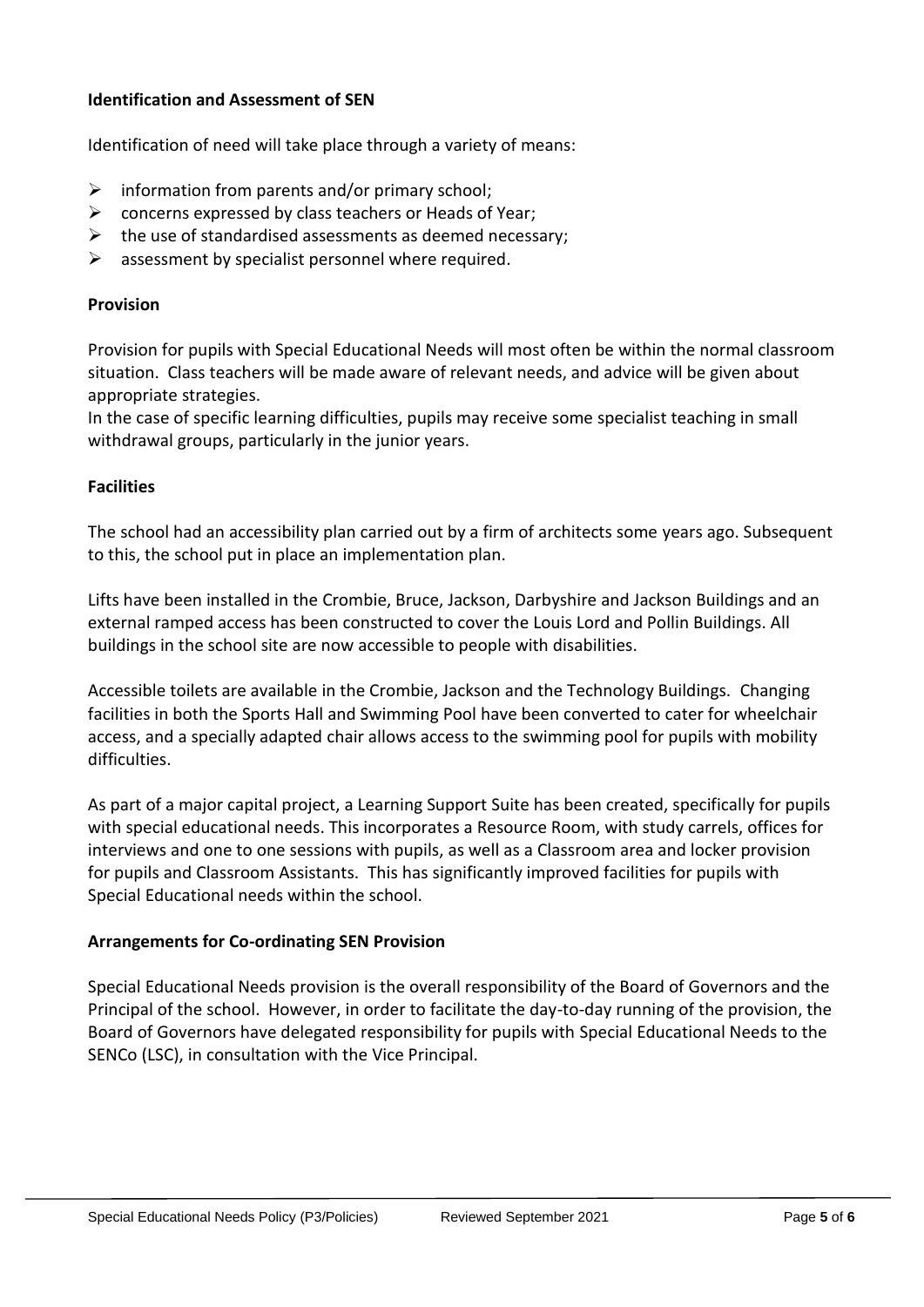**Identification and Assessment of SEN**

Identification of need will take place through a variety of means:

- information from parents and/or primary school;
- concerns expressed by class teachers or Heads of Year;
- the use of standardised assessments as deemed necessary;
- assessment by specialist personnel where required.

**Provision**

Provision for pupils with Special Educational Needs will most often be within the normal classroom situation. Class teachers will be made aware of relevant needs, and advice will be given about appropriate strategies.

In the case of specific learning difficulties, pupils may receive some specialist teaching in small withdrawal groups, particularly in the junior years.

**Facilities**

The school had an accessibility plan carried out by a firm of architects some years ago. Subsequent to this, the school put in place an implementation plan.

Lifts have been installed in the Crombie, Bruce, Jackson, Darbyshire and Jackson Buildings and an external ramped access has been constructed to cover the Louis Lord and Pollin Buildings. All buildings in the school site are now accessible to people with disabilities.

Accessible toilets are available in the Crombie, Jackson and the Technology Buildings. Changing facilities in both the Sports Hall and Swimming Pool have been converted to cater for wheelchair access, and a specially adapted chair allows access to the swimming pool for pupils with mobility difficulties.

As part of a major capital project, a Learning Support Suite has been created, specifically for pupils with special educational needs. This incorporates a Resource Room, with study carrels, offices for interviews and one to one sessions with pupils, as well as a Classroom area and locker provision for pupils and Classroom Assistants. This has significantly improved facilities for pupils with Special Educational needs within the school.

**Arrangements for Co-ordinating SEN Provision**

Special Educational Needs provision is the overall responsibility of the Board of Governors and the Principal of the school. However, in order to facilitate the day-to-day running of the provision, the Board of Governors have delegated responsibility for pupils with Special Educational Needs to the SENCo (LSC), in consultation with the Vice Principal.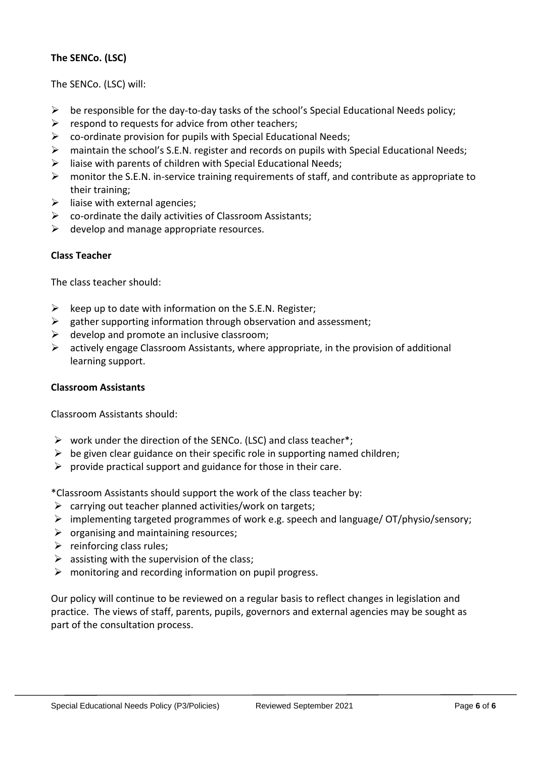**The SENCo. (LSC)**

The SENCo. (LSC) will:

- be responsible for the day-to-day tasks of the school's Special Educational Needs policy;
- respond to requests for advice from other teachers;
- co-ordinate provision for pupils with Special Educational Needs;
- maintain the school's S.E.N. register and records on pupils with Special Educational Needs;
- liaise with parents of children with Special Educational Needs;
- monitor the S.E.N. in-service training requirements of staff, and contribute as appropriate to their training;
- liaise with external agencies;
- co-ordinate the daily activities of Classroom Assistants;
- develop and manage appropriate resources.

**Class Teacher**

The class teacher should:

- keep up to date with information on the S.E.N. Register;
- gather supporting information through observation and assessment;
- develop and promote an inclusive classroom;
- actively engage Classroom Assistants, where appropriate, in the provision of additional learning support.

**Classroom Assistants**

Classroom Assistants should:

- work under the direction of the SENCo. (LSC) and class teacher*;
- be given clear guidance on their specific role in supporting named children;
- provide practical support and guidance for those in their care.

*Classroom Assistants should support the work of the class teacher by:

- carrying out teacher planned activities/work on targets;
- implementing targeted programmes of work e.g. speech and language/ OT/physio/sensory;
- organising and maintaining resources;
- reinforcing class rules;
- assisting with the supervision of the class;
- monitoring and recording information on pupil progress.

Our policy will continue to be reviewed on a regular basis to reflect changes in legislation and practice. The views of staff, parents, pupils, governors and external agencies may be sought as part of the consultation process.